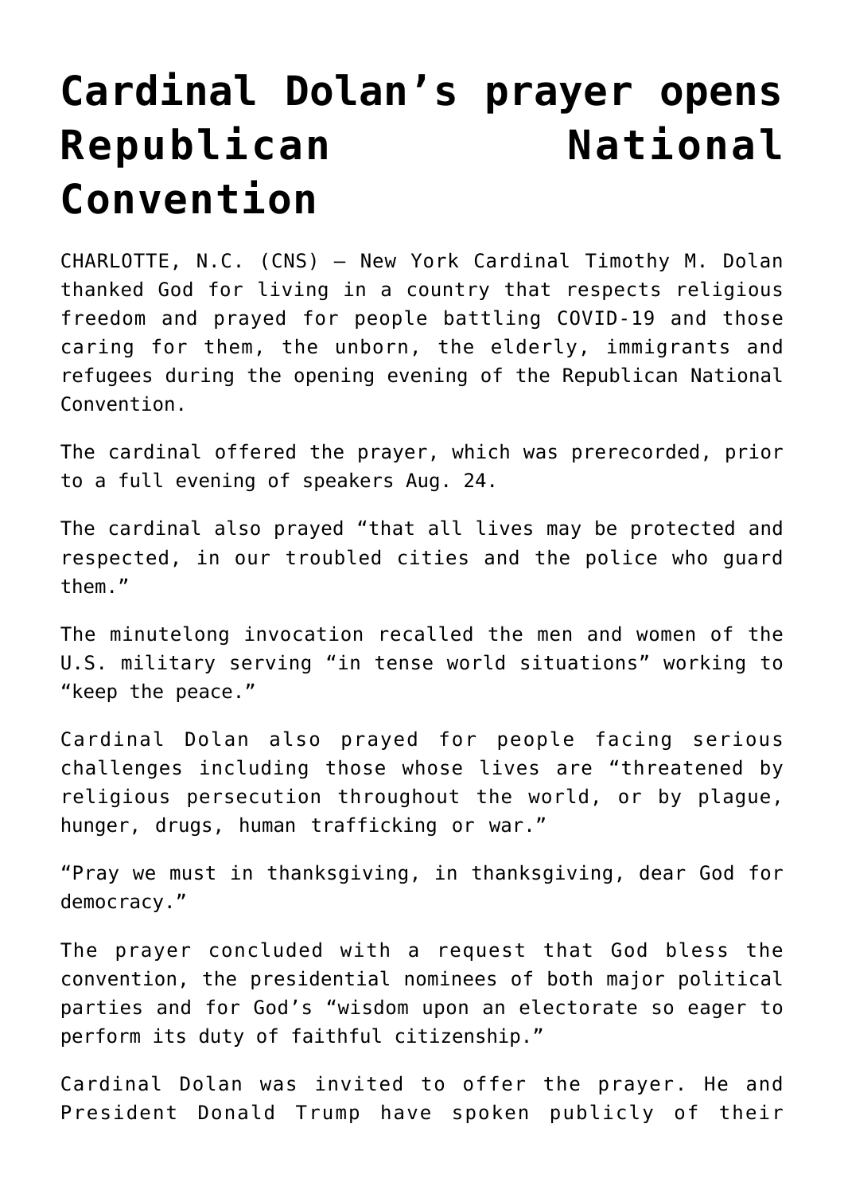# Cardinal Dolan's prayer opens Republican National Convention

CHARLOTTE, N.C. (CNS) — New York Cardinal Timothy M. Dolan thanked God for living in a country that respects religious freedom and prayed for people battling COVID-19 and those caring for them, the unborn, the elderly, immigrants and refugees during the opening evening of the Republican National Convention.

The cardinal offered the prayer, which was prerecorded, prior to a full evening of speakers Aug. 24.

The cardinal also prayed "that all lives may be protected and respected, in our troubled cities and the police who guard them."

The minutelong invocation recalled the men and women of the U.S. military serving "in tense world situations" working to "keep the peace."

Cardinal Dolan also prayed for people facing serious challenges including those whose lives are "threatened by religious persecution throughout the world, or by plague, hunger, drugs, human trafficking or war."

"Pray we must in thanksgiving, in thanksgiving, dear God for democracy."

The prayer concluded with a request that God bless the convention, the presidential nominees of both major political parties and for God's "wisdom upon an electorate so eager to perform its duty of faithful citizenship."

Cardinal Dolan was invited to offer the prayer. He and President Donald Trump have spoken publicly of their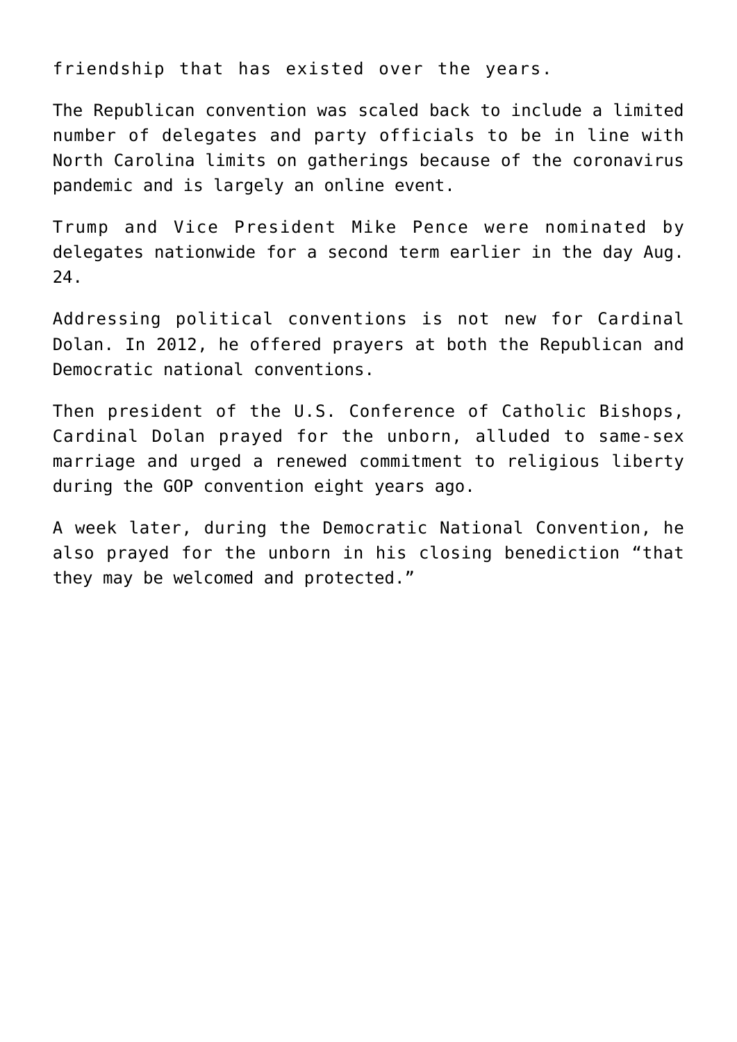friendship that has existed over the years.

The Republican convention was scaled back to include a limited number of delegates and party officials to be in line with North Carolina limits on gatherings because of the coronavirus pandemic and is largely an online event.

Trump and Vice President Mike Pence were nominated by delegates nationwide for a second term earlier in the day Aug. 24.

Addressing political conventions is not new for Cardinal Dolan. In 2012, he offered prayers at both the Republican and Democratic national conventions.

Then president of the U.S. Conference of Catholic Bishops, Cardinal Dolan prayed for the unborn, alluded to same-sex marriage and urged a renewed commitment to religious liberty during the GOP convention eight years ago.

A week later, during the Democratic National Convention, he also prayed for the unborn in his closing benediction "that they may be welcomed and protected."